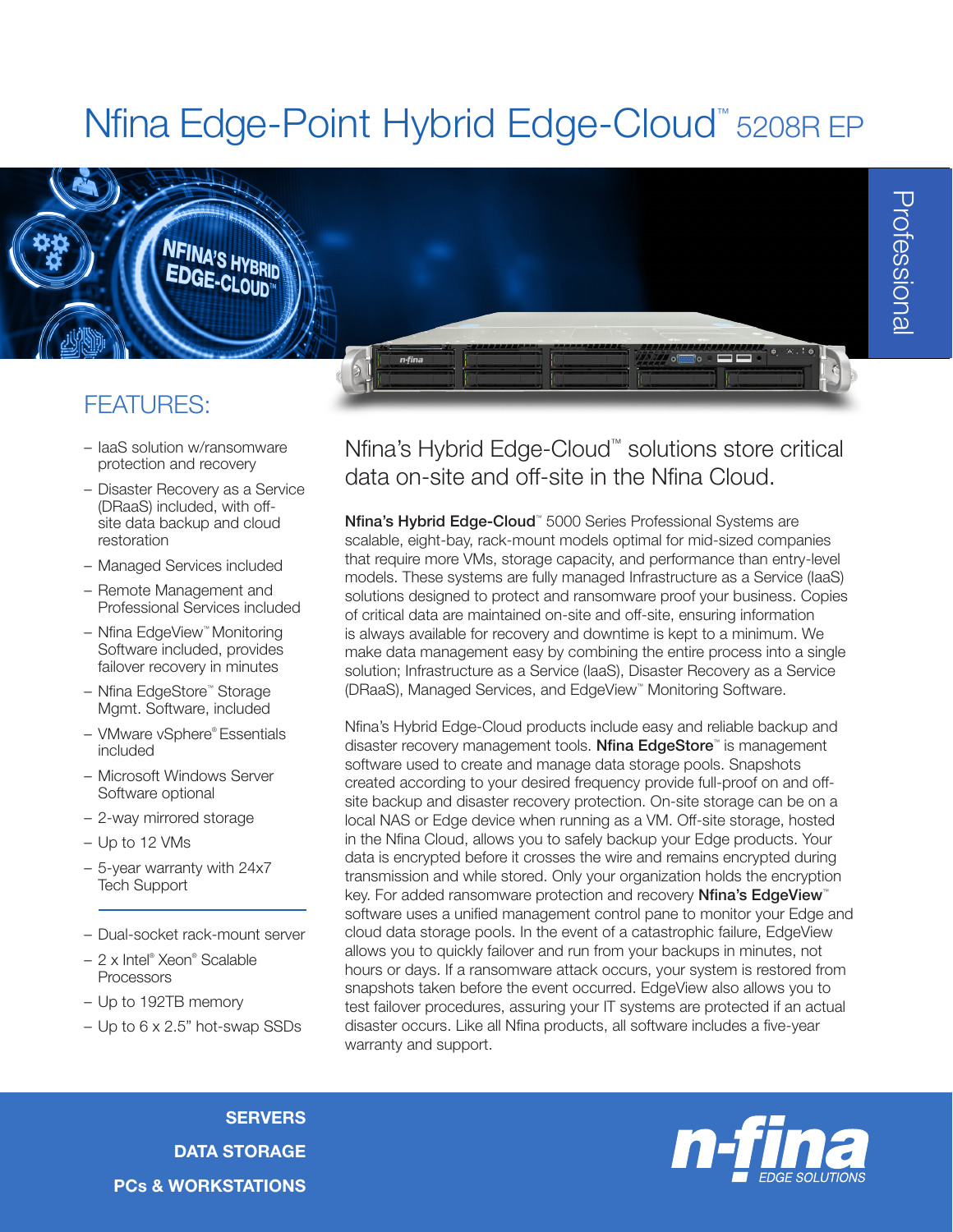# Nfina Edge-Point Hybrid Edge-Cloud™ 5208R EP

Professional

## FEATURES:

- IaaS solution w/ransomware protection and recovery
- Disaster Recovery as a Service (DRaaS) included, with off-site data backup and cloud restoration
- Managed Services included
- Remote Management and Professional Services included
- Nfina EdgeView™ Monitoring Software included, provides failover recovery in minutes
- Nfina EdgeStore™ Storage Mgmt. Software, included
- VMware vSphere® Essentials included
- Microsoft Windows Server Software optional
- 2-way mirrored storage
- Up to 12 VMs
- 5-year warranty with 24x7 Tech Support

---

- Dual-socket rack-mount server
- 2 x Intel® Xeon® Scalable Processors
- Up to 192TB memory
- Up to 6 x 2.5" hot-swap SSDs

## Nfina's Hybrid Edge-Cloud™ solutions store critical data on-site and off-site in the Nfina Cloud.

**Nfina's Hybrid Edge-Cloud**™ 5000 Series Professional Systems are scalable, eight-bay, rack-mount models optimal for mid-sized companies that require more VMs, storage capacity, and performance than entry-level models. These systems are fully managed Infrastructure as a Service (IaaS) solutions designed to protect and ransomware proof your business. Copies of critical data are maintained on-site and off-site, ensuring information is always available for recovery and downtime is kept to a minimum. We make data management easy by combining the entire process into a single solution; Infrastructure as a Service (IaaS), Disaster Recovery as a Service (DRaaS), Managed Services, and EdgeView™ Monitoring Software.

Nfina's Hybrid Edge-Cloud products include easy and reliable backup and disaster recovery management tools. **Nfina EdgeStore**™ is management software used to create and manage data storage pools. Snapshots created according to your desired frequency provide full-proof on and off-site backup and disaster recovery protection. On-site storage can be on a local NAS or Edge device when running as a VM. Off-site storage, hosted in the Nfina Cloud, allows you to safely backup your Edge products. Your data is encrypted before it crosses the wire and remains encrypted during transmission and while stored. Only your organization holds the encryption key. For added ransomware protection and recovery **Nfina's EdgeView**™ software uses a unified management control pane to monitor your Edge and cloud data storage pools. In the event of a catastrophic failure, EdgeView allows you to quickly failover and run from your backups in minutes, not hours or days. If a ransomware attack occurs, your system is restored from snapshots taken before the event occurred. EdgeView also allows you to test failover procedures, assuring your IT systems are protected if an actual disaster occurs. Like all Nfina products, all software includes a five-year warranty and support.

**SERVERS**
**DATA STORAGE**
**PCs & WORKSTATIONS**

n-fina EDGE SOLUTIONS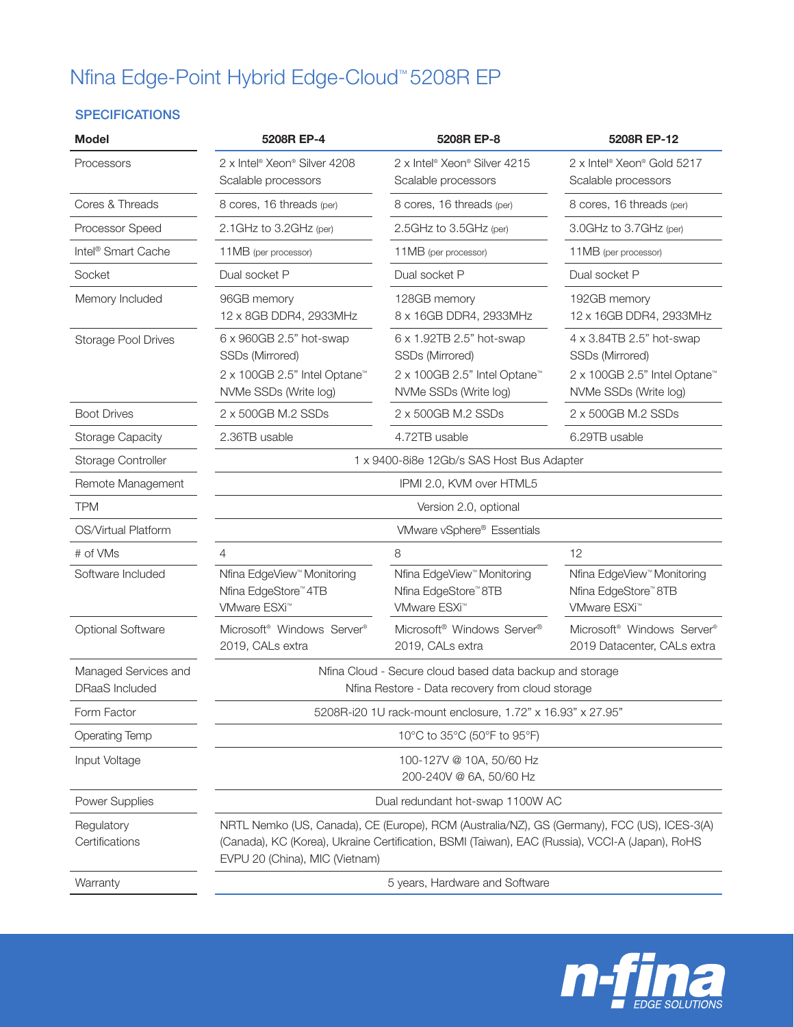# Nfina Edge-Point Hybrid Edge-Cloud™ 5208R EP

## SPECIFICATIONS

| Model | 5208R EP-4 | 5208R EP-8 | 5208R EP-12 |
|---|---|---|---|
| Processors | 2 x Intel® Xeon® Silver 4208 Scalable processors | 2 x Intel® Xeon® Silver 4215 Scalable processors | 2 x Intel® Xeon® Gold 5217 Scalable processors |
| Cores & Threads | 8 cores, 16 threads (per) | 8 cores, 16 threads (per) | 8 cores, 16 threads (per) |
| Processor Speed | 2.1GHz to 3.2GHz (per) | 2.5GHz to 3.5GHz (per) | 3.0GHz to 3.7GHz (per) |
| Intel® Smart Cache | 11MB (per processor) | 11MB (per processor) | 11MB (per processor) |
| Socket | Dual socket P | Dual socket P | Dual socket P |
| Memory Included | 96GB memory 12 x 8GB DDR4, 2933MHz | 128GB memory 8 x 16GB DDR4, 2933MHz | 192GB memory 12 x 16GB DDR4, 2933MHz |
| Storage Pool Drives | 6 x 960GB 2.5" hot-swap SSDs (Mirrored) 2 x 100GB 2.5" Intel Optane™ NVMe SSDs (Write log) | 6 x 1.92TB 2.5" hot-swap SSDs (Mirrored) 2 x 100GB 2.5" Intel Optane™ NVMe SSDs (Write log) | 4 x 3.84TB 2.5" hot-swap SSDs (Mirrored) 2 x 100GB 2.5" Intel Optane™ NVMe SSDs (Write log) |
| Boot Drives | 2 x 500GB M.2 SSDs | 2 x 500GB M.2 SSDs | 2 x 500GB M.2 SSDs |
| Storage Capacity | 2.36TB usable | 4.72TB usable | 6.29TB usable |
| Storage Controller | 1 x 9400-8i8e 12Gb/s SAS Host Bus Adapter | | |
| Remote Management | IPMI 2.0, KVM over HTML5 | | |
| TPM | Version 2.0, optional | | |
| OS/Virtual Platform | VMware vSphere® Essentials | | |
| # of VMs | 4 | 8 | 12 |
| Software Included | Nfina EdgeView™ Monitoring Nfina EdgeStore™ 4TB VMware ESXi™ | Nfina EdgeView™ Monitoring Nfina EdgeStore™ 8TB VMware ESXi™ | Nfina EdgeView™ Monitoring Nfina EdgeStore™ 8TB VMware ESXi™ |
| Optional Software | Microsoft® Windows Server® 2019, CALs extra | Microsoft® Windows Server® 2019, CALs extra | Microsoft® Windows Server® 2019 Datacenter, CALs extra |
| Managed Services and DRaaS Included | Nfina Cloud - Secure cloud based data backup and storage Nfina Restore - Data recovery from cloud storage | | |
| Form Factor | 5208R-i20 1U rack-mount enclosure, 1.72" x 16.93" x 27.95" | | |
| Operating Temp | 10°C to 35°C (50°F to 95°F) | | |
| Input Voltage | 100-127V @ 10A, 50/60 Hz 200-240V @ 6A, 50/60 Hz | | |
| Power Supplies | Dual redundant hot-swap 1100W AC | | |
| Regulatory Certifications | NRTL Nemko (US, Canada), CE (Europe), RCM (Australia/NZ), GS (Germany), FCC (US), ICES-3(A) (Canada), KC (Korea), Ukraine Certification, BSMI (Taiwan), EAC (Russia), VCCI-A (Japan), RoHS EVPU 20 (China), MIC (Vietnam) | | |
| Warranty | 5 years, Hardware and Software | | |

n-fina EDGE SOLUTIONS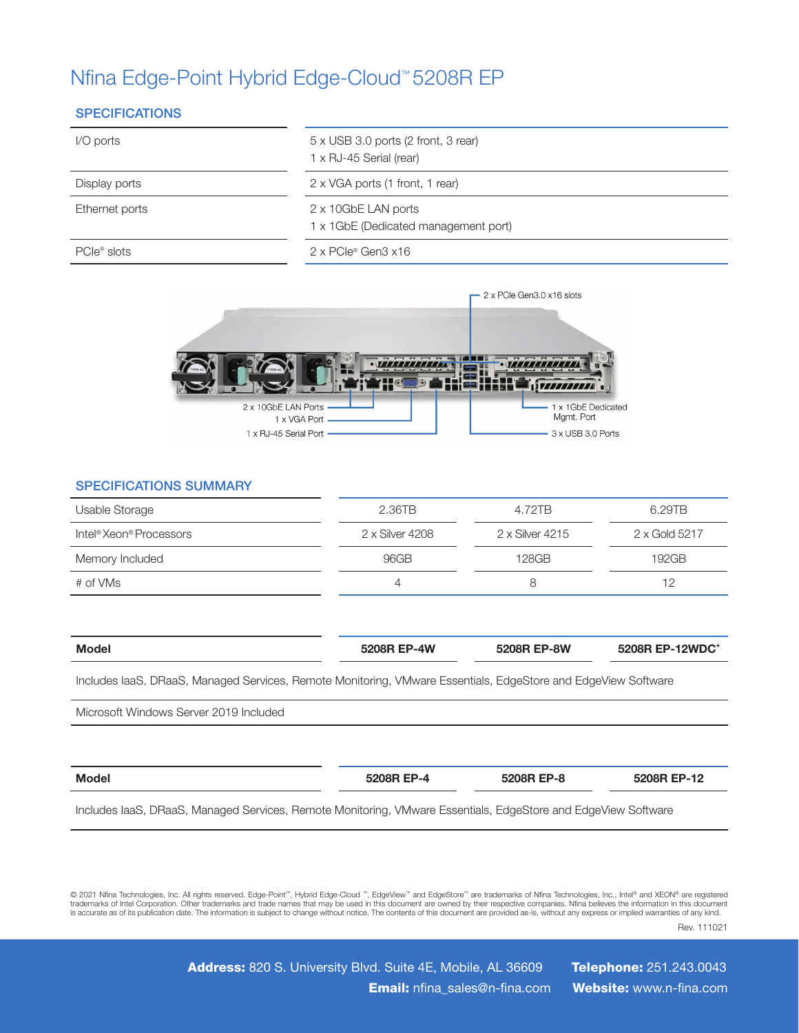# Nfina Edge-Point Hybrid Edge-Cloud™ 5208R EP

## SPECIFICATIONS

| | |
|---|---|
| I/O ports | 5 x USB 3.0 ports (2 front, 3 rear)<br>1 x RJ-45 Serial (rear) |
| Display ports | 2 x VGA ports (1 front, 1 rear) |
| Ethernet ports | 2 x 10GbE LAN ports<br>1 x 1GbE (Dedicated management port) |
| PCIe® slots | 2 x PCIe® Gen3 x16 |

2 x PCIe Gen3.0 x16 slots
2 x 10GbE LAN Ports
1 x VGA Port
1 x RJ-45 Serial Port
1 x 1GbE Dedicated Mgmt. Port
3 x USB 3.0 Ports

## SPECIFICATIONS SUMMARY

| | | | |
|---|---|---|---|
| Usable Storage | 2.36TB | 4.72TB | 6.29TB |
| Intel® Xeon® Processors | 2 x Silver 4208 | 2 x Silver 4215 | 2 x Gold 5217 |
| Memory Included | 96GB | 128GB | 192GB |
| # of VMs | 4 | 8 | 12 |

| **Model** | **5208R EP-4W** | **5208R EP-8W** | **5208R EP-12WDC+** |
|---|---|---|---|

Includes IaaS, DRaaS, Managed Services, Remote Monitoring, VMware Essentials, EdgeStore and EdgeView Software

Microsoft Windows Server 2019 Included

| **Model** | **5208R EP-4** | **5208R EP-8** | **5208R EP-12** |
|---|---|---|---|

Includes IaaS, DRaaS, Managed Services, Remote Monitoring, VMware Essentials, EdgeStore and EdgeView Software

© 2021 Nfina Technologies, Inc. All rights reserved. Edge-Point™, Hybrid Edge-Cloud ™, EdgeView™ and EdgeStore™ are trademarks of Nfina Technologies, Inc., Intel® and XEON® are registered trademarks of Intel Corporation. Other trademarks and trade names that may be used in this document are owned by their respective companies. Nfina believes the information in this document is accurate as of its publication date. The information is subject to change without notice. The contents of this document are provided as-is, without any express or implied warranties of any kind.

Rev. 111021

**Address:** 820 S. University Blvd. Suite 4E, Mobile, AL 36609 **Telephone:** 251.243.0043
**Email:** nfina_sales@n-fina.com **Website:** www.n-fina.com